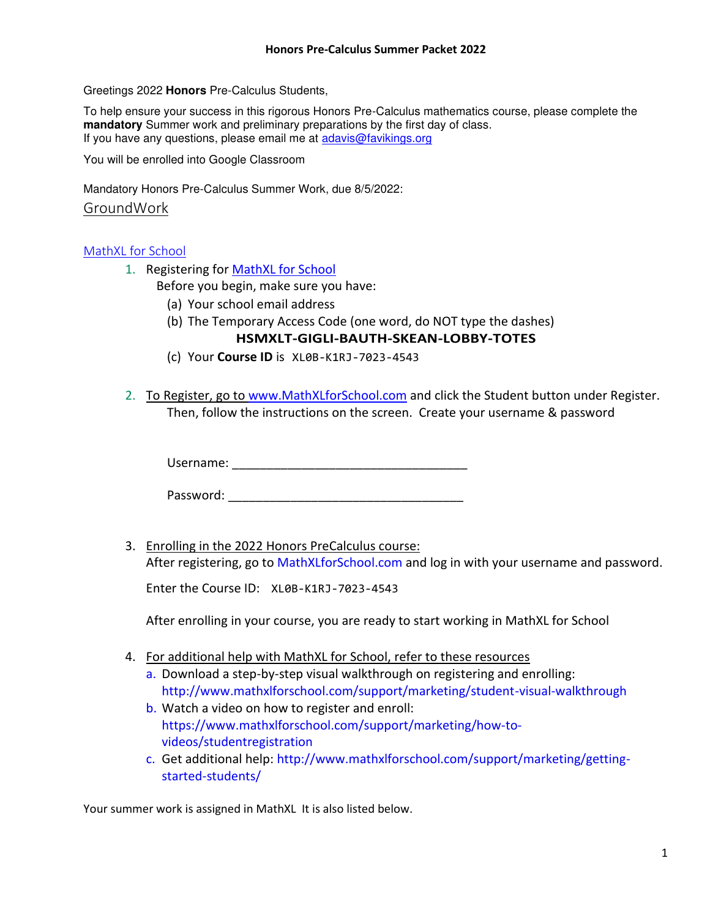# Honors Pre-Calculus Summer Packet 2022

Greetings 2022 **Honors** Pre-Calculus Students,

To help ensure your success in this rigorous Honors Pre-Calculus mathematics course, please complete the **mandatory** Summer work and preliminary preparations by the first day of class.
If you have any questions, please email me at adavis@favikings.org

You will be enrolled into Google Classroom

Mandatory Honors Pre-Calculus Summer Work, due 8/5/2022:

## GroundWork

### MathXL for School

1. Registering for MathXL for School
   Before you begin, make sure you have:
   (a) Your school email address
   (b) The Temporary Access Code (one word, do NOT type the dashes)
   **HSMXLT-GIGLI-BAUTH-SKEAN-LOBBY-TOTES**
   (c) Your **Course ID** is `XL0B-K1RJ-7023-4543`

2. To Register, go to www.MathXLforSchool.com and click the Student button under Register.
   Then, follow the instructions on the screen. Create your username & password

   Username: ___________________________________

   Password: ___________________________________

3. Enrolling in the 2022 Honors PreCalculus course:
   After registering, go to MathXLforSchool.com and log in with your username and password.

   Enter the Course ID: `XL0B-K1RJ-7023-4543`

   After enrolling in your course, you are ready to start working in MathXL for School

4. For additional help with MathXL for School, refer to these resources
   a. Download a step-by-step visual walkthrough on registering and enrolling:
   http://www.mathxlforschool.com/support/marketing/student-visual-walkthrough
   b. Watch a video on how to register and enroll:
   https://www.mathxlforschool.com/support/marketing/how-to-videos/studentregistration
   c. Get additional help: http://www.mathxlforschool.com/support/marketing/getting-started-students/

Your summer work is assigned in MathXL It is also listed below.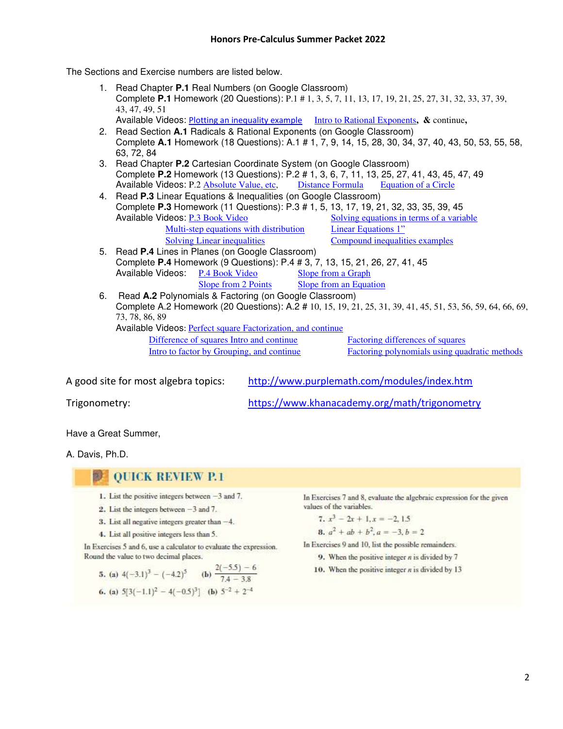## Honors Pre-Calculus Summer Packet 2022

The Sections and Exercise numbers are listed below.

1. Read Chapter **P.1** Real Numbers (on Google Classroom)
   Complete **P.1** Homework (20 Questions): P.1 # 1, 3, 5, 7, 11, 13, 17, 19, 21, 25, 27, 31, 32, 33, 37, 39, 43, 47, 49, 51
   Available Videos: Plotting an inequality example   Intro to Rational Exponents, **&** continue,
2. Read Section **A.1** Radicals & Rational Exponents (on Google Classroom)
   Complete **A.1** Homework (18 Questions): A.1 # 1, 7, 9, 14, 15, 28, 30, 34, 37, 40, 43, 50, 53, 55, 58, 63, 72, 84
3. Read Chapter **P.2** Cartesian Coordinate System (on Google Classroom)
   Complete **P.2** Homework (13 Questions): P.2 # 1, 3, 6, 7, 11, 13, 25, 27, 41, 43, 45, 47, 49
   Available Videos: P.2 Absolute Value, etc,   Distance Formula   Equation of a Circle
4. Read **P.3** Linear Equations & Inequalities (on Google Classroom)
   Complete **P.3** Homework (11 Questions): P.3 # 1, 5, 13, 17, 19, 21, 32, 33, 35, 39, 45
   Available Videos: P.3 Book Video   Solving equations in terms of a variable
   Multi-step equations with distribution   Linear Equations 1"
   Solving Linear inequalities   Compound inequalities examples
5. Read **P.4** Lines in Planes (on Google Classroom)
   Complete **P.4** Homework (9 Questions): P.4 # 3, 7, 13, 15, 21, 26, 27, 41, 45
   Available Videos: P.4 Book Video   Slope from a Graph
   Slope from 2 Points   Slope from an Equation
6. Read **A.2** Polynomials & Factoring (on Google Classroom)
   Complete A.2 Homework (20 Questions): A.2 # 10, 15, 19, 21, 25, 31, 39, 41, 45, 51, 53, 56, 59, 64, 66, 69, 73, 78, 86, 89
   Available Videos: Perfect square Factorization, and continue
   Difference of squares Intro and continue   Factoring differences of squares
   Intro to factor by Grouping, and continue   Factoring polynomials using quadratic methods

A good site for most algebra topics: http://www.purplemath.com/modules/index.htm

Trigonometry: https://www.khanacademy.org/math/trigonometry

Have a Great Summer,

A. Davis, Ph.D.

## QUICK REVIEW P.1

1. List the positive integers between $-3$ and 7.
2. List the integers between $-3$ and 7.
3. List all negative integers greater than $-4$.
4. List all positive integers less than 5.

In Exercises 5 and 6, use a calculator to evaluate the expression. Round the value to two decimal places.

5. (a) $4(-3.1)^3 - (-4.2)^5$   (b) $\dfrac{2(-5.5) - 6}{7.4 - 3.8}$
6. (a) $5[3(-1.1)^2 - 4(-0.5)^3]$   (b) $5^{-2} + 2^{-4}$

In Exercises 7 and 8, evaluate the algebraic expression for the given values of the variables.

7. $x^3 - 2x + 1, x = -2, 1.5$
8. $a^2 + ab + b^2, a = -3, b = 2$

In Exercises 9 and 10, list the possible remainders.

9. When the positive integer $n$ is divided by 7
10. When the positive integer $n$ is divided by 13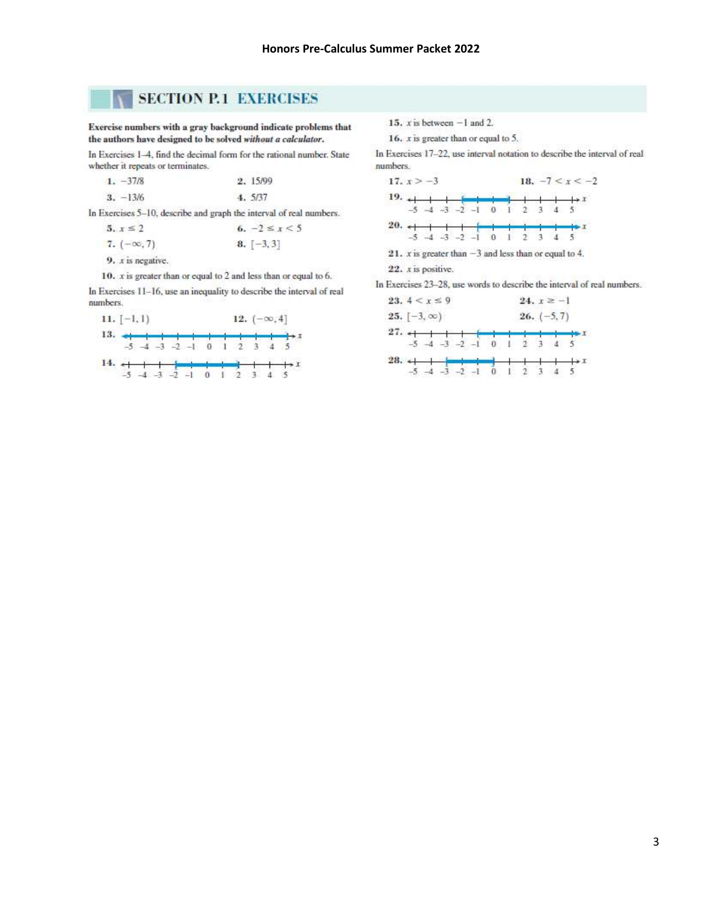## SECTION P.1 EXERCISES

**Exercise numbers with a gray background indicate problems that the authors have designed to be solved *without a calculator*.**

In Exercises 1–4, find the decimal form for the rational number. State whether it repeats or terminates.

**1.** $-37/8$

**2.** $15/99$

**3.** $-13/6$

**4.** $5/37$

In Exercises 5–10, describe and graph the interval of real numbers.

**5.** $x \le 2$

**6.** $-2 \le x < 5$

**7.** $(-\infty, 7)$

**8.** $[-3, 3]$

**9.** $x$ is negative.

**10.** $x$ is greater than or equal to 2 and less than or equal to 6.

In Exercises 11–16, use an inequality to describe the interval of real numbers.

**11.** $[-1, 1)$

**12.** $(-\infty, 4]$

**13.** (number line from $-5$ to $5$)

**14.** (number line from $-5$ to $5$)

**15.** $x$ is between $-1$ and 2.

**16.** $x$ is greater than or equal to 5.

In Exercises 17–22, use interval notation to describe the interval of real numbers.

**17.** $x > -3$

**18.** $-7 < x < -2$

**19.** (number line from $-5$ to $5$)

**20.** (number line from $-5$ to $5$)

**21.** $x$ is greater than $-3$ and less than or equal to 4.

**22.** $x$ is positive.

In Exercises 23–28, use words to describe the interval of real numbers.

**23.** $4 < x \le 9$

**24.** $x \ge -1$

**25.** $[-3, \infty)$

**26.** $(-5, 7)$

**27.** (number line from $-5$ to $5$)

**28.** (number line from $-5$ to $5$)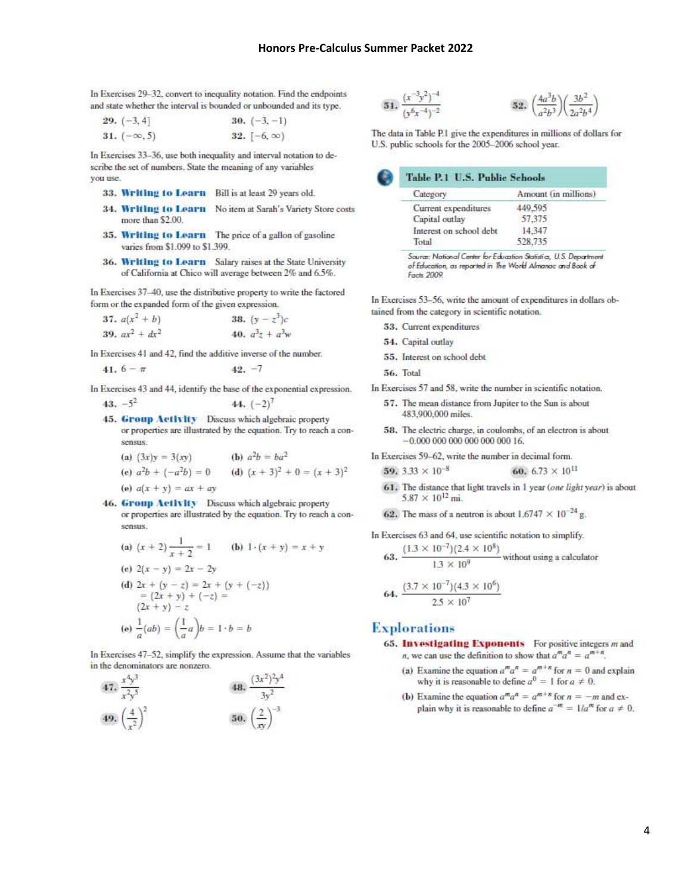In Exercises 29–32, convert to inequality notation. Find the endpoints and state whether the interval is bounded or unbounded and its type.

**29.** $(-3, 4]$

**30.** $(-3, -1)$

**31.** $(-\infty, 5)$

**32.** $[-6, \infty)$

In Exercises 33–36, use both inequality and interval notation to describe the set of numbers. State the meaning of any variables you use.

**33. Writing to Learn** Bill is at least 29 years old.

**34. Writing to Learn** No item at Sarah's Variety Store costs more than \$2.00.

**35. Writing to Learn** The price of a gallon of gasoline varies from \$1.099 to \$1.399.

**36. Writing to Learn** Salary raises at the State University of California at Chico will average between 2% and 6.5%.

In Exercises 37–40, use the distributive property to write the factored form or the expanded form of the given expression.

**37.** $a(x^2 + b)$

**38.** $(y - z^3)c$

**39.** $ax^2 + dx^2$

**40.** $a^3z + a^3w$

In Exercises 41 and 42, find the additive inverse of the number.

**41.** $6 - \pi$

**42.** $-7$

In Exercises 43 and 44, identify the base of the exponential expression.

**43.** $-5^2$

**44.** $(-2)^7$

**45. Group Activity** Discuss which algebraic property or properties are illustrated by the equation. Try to reach a consensus.

(a) $(3x)y = 3(xy)$

(b) $a^2b = ba^2$

(c) $a^2b + (-a^2b) = 0$

(d) $(x + 3)^2 + 0 = (x + 3)^2$

(e) $a(x + y) = ax + ay$

**46. Group Activity** Discuss which algebraic property or properties are illustrated by the equation. Try to reach a consensus.

(a) $(x + 2)\dfrac{1}{x + 2} = 1$

(b) $1 \cdot (x + y) = x + y$

(c) $2(x - y) = 2x - 2y$

(d) $2x + (y - z) = 2x + (y + (-z)) = (2x + y) + (-z) = (2x + y) - z$

(e) $\dfrac{1}{a}(ab) = \left(\dfrac{1}{a}a\right)b = 1 \cdot b = b$

In Exercises 47–52, simplify the expression. Assume that the variables in the denominators are nonzero.

**47.** $\dfrac{x^4y^3}{x^2y^5}$

**48.** $\dfrac{(3x^2)^2y^4}{3y^2}$

**49.** $\left(\dfrac{4}{x^2}\right)^2$

**50.** $\left(\dfrac{2}{xy}\right)^{-3}$

**51.** $\dfrac{(x^{-3}y^2)^{-4}}{(y^6x^{-4})^{-2}}$

**52.** $\left(\dfrac{4a^3b}{a^2b^3}\right)\left(\dfrac{3b^2}{2a^2b^4}\right)$

The data in Table P.1 give the expenditures in millions of dollars for U.S. public schools for the 2005–2006 school year.

**Table P.1 U.S. Public Schools**

| Category | Amount (in millions) |
|---|---|
| Current expenditures | 449,595 |
| Capital outlay | 57,375 |
| Interest on school debt | 14,347 |
| Total | 528,735 |

*Source: National Center for Education Statistics, U.S. Department of Education, as reported in The World Almanac and Book of Facts 2009.*

In Exercises 53–56, write the amount of expenditures in dollars obtained from the category in scientific notation.

**53.** Current expenditures

**54.** Capital outlay

**55.** Interest on school debt

**56.** Total

In Exercises 57 and 58, write the number in scientific notation.

**57.** The mean distance from Jupiter to the Sun is about 483,900,000 miles.

**58.** The electric charge, in coulombs, of an electron is about −0.000 000 000 000 000 000 16.

In Exercises 59–62, write the number in decimal form.

**59.** $3.33 \times 10^{-8}$

**60.** $6.73 \times 10^{11}$

**61.** The distance that light travels in 1 year (*one light year*) is about $5.87 \times 10^{12}$ mi.

**62.** The mass of a neutron is about $1.6747 \times 10^{-24}$ g.

In Exercises 63 and 64, use scientific notation to simplify.

**63.** $\dfrac{(1.3 \times 10^{-7})(2.4 \times 10^8)}{1.3 \times 10^9}$ without using a calculator

**64.** $\dfrac{(3.7 \times 10^{-7})(4.3 \times 10^6)}{2.5 \times 10^7}$

## Explorations

**65. Investigating Exponents** For positive integers $m$ and $n$, we can use the definition to show that $a^m a^n = a^{m+n}$.

(a) Examine the equation $a^m a^n = a^{m+n}$ for $n = 0$ and explain why it is reasonable to define $a^0 = 1$ for $a \neq 0$.

(b) Examine the equation $a^m a^n = a^{m+n}$ for $n = -m$ and explain why it is reasonable to define $a^{-m} = 1/a^m$ for $a \neq 0$.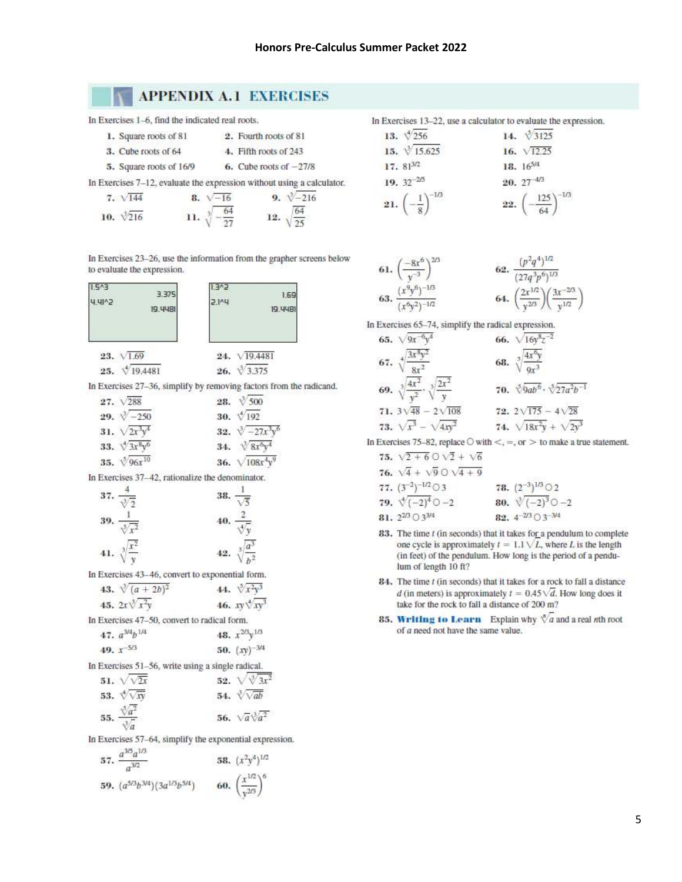## APPENDIX A.1 EXERCISES

In Exercises 1–6, find the indicated real roots.

1. Square roots of 81
2. Fourth roots of 81
3. Cube roots of 64
4. Fifth roots of 243
5. Square roots of 16/9
6. Cube roots of −27/8

In Exercises 7–12, evaluate the expression without using a calculator.

7. $\sqrt{144}$
8. $\sqrt{-16}$
9. $\sqrt[3]{-216}$
10. $\sqrt[3]{216}$
11. $\sqrt[3]{-\frac{64}{27}}$
12. $\sqrt{\frac{64}{25}}$

In Exercises 13–22, use a calculator to evaluate the expression.

13. $\sqrt[4]{256}$
14. $\sqrt[5]{3125}$
15. $\sqrt[3]{15.625}$
16. $\sqrt{12.25}$
17. $81^{3/2}$
18. $16^{5/4}$
19. $32^{-2/5}$
20. $27^{-4/3}$
21. $\left(-\frac{1}{8}\right)^{-1/3}$
22. $\left(-\frac{125}{64}\right)^{-1/3}$

In Exercises 23–26, use the information from the grapher screens below to evaluate the expression.

```
1.5^3
              3.375
4.41^2
            19.4481
```

```
1.3^2
               1.69
2.1^4
            19.4481
```

23. $\sqrt{1.69}$
24. $\sqrt{19.4481}$
25. $\sqrt[4]{19.4481}$
26. $\sqrt[3]{3.375}$

In Exercises 27–36, simplify by removing factors from the radicand.

27. $\sqrt{288}$
28. $\sqrt[3]{500}$
29. $\sqrt[3]{-250}$
30. $\sqrt[4]{192}$
31. $\sqrt{2x^3y^4}$
32. $\sqrt[3]{-27x^3y^6}$
33. $\sqrt[4]{3x^8y^6}$
34. $\sqrt[3]{8x^6y^4}$
35. $\sqrt[5]{96x^{10}}$
36. $\sqrt{108x^4y^9}$

In Exercises 37–42, rationalize the denominator.

37. $\frac{4}{\sqrt[3]{2}}$
38. $\frac{1}{\sqrt{5}}$
39. $\frac{1}{\sqrt[5]{x^2}}$
40. $\frac{2}{\sqrt[4]{y}}$
41. $\sqrt[3]{\frac{x^2}{y}}$
42. $\sqrt[5]{\frac{a^3}{b^2}}$

In Exercises 43–46, convert to exponential form.

43. $\sqrt[3]{(a+2b)^2}$
44. $\sqrt[5]{x^2y^3}$
45. $2x\sqrt[3]{x^2y}$
46. $xy\sqrt[4]{xy^3}$

In Exercises 47–50, convert to radical form.

47. $a^{3/4}b^{1/4}$
48. $x^{2/3}y^{1/3}$
49. $x^{-5/3}$
50. $(xy)^{-3/4}$

In Exercises 51–56, write using a single radical.

51. $\sqrt{\sqrt{2x}}$
52. $\sqrt{\sqrt[3]{3x^2}}$
53. $\sqrt[4]{\sqrt{xy}}$
54. $\sqrt[3]{\sqrt{ab}}$
55. $\frac{\sqrt[5]{a^2}}{\sqrt[3]{a}}$
56. $\sqrt{a}\sqrt[3]{a^2}$

In Exercises 57–64, simplify the exponential expression.

57. $\frac{a^{3/5}a^{1/3}}{a^{3/2}}$
58. $(x^2y^4)^{1/2}$
59. $(a^{5/3}b^{3/4})(3a^{1/3}b^{5/4})$
60. $\left(\frac{x^{1/2}}{y^{2/3}}\right)^6$
61. $\left(\frac{-8x^6}{y^{-3}}\right)^{2/3}$
62. $\frac{(p^2q^4)^{1/2}}{(27q^3p^6)^{1/3}}$
63. $\frac{(x^9y^6)^{-1/3}}{(x^6y^2)^{-1/2}}$
64. $\left(\frac{2x^{1/2}}{y^{2/3}}\right)\left(\frac{3x^{-2/3}}{y^{1/2}}\right)$

In Exercises 65–74, simplify the radical expression.

65. $\sqrt{9x^{-6}y^4}$
66. $\sqrt{16y^8z^{-2}}$
67. $\sqrt[4]{\frac{3x^8y^2}{8x^2}}$
68. $\sqrt[5]{\frac{4x^6y}{9x^3}}$
69. $\sqrt[3]{\frac{4x^2}{y^2}} \cdot \sqrt[3]{\frac{2x^2}{y}}$
70. $\sqrt[5]{9ab^6} \cdot \sqrt[5]{27a^2b^{-1}}$
71. $3\sqrt{48} - 2\sqrt{108}$
72. $2\sqrt{175} - 4\sqrt{28}$
73. $\sqrt{x^3} - \sqrt{4xy^2}$
74. $\sqrt{18x^2y} + \sqrt{2y^3}$

In Exercises 75–82, replace ○ with $<$, $=$, or $>$ to make a true statement.

75. $\sqrt{2+6} \bigcirc \sqrt{2} + \sqrt{6}$
76. $\sqrt{4} + \sqrt{9} \bigcirc \sqrt{4+9}$
77. $(3^{-2})^{-1/2} \bigcirc 3$
78. $(2^{-3})^{1/3} \bigcirc 2$
79. $\sqrt[4]{(-2)^4} \bigcirc -2$
80. $\sqrt[3]{(-2)^3} \bigcirc -2$
81. $2^{2/3} \bigcirc 3^{3/4}$
82. $4^{-2/3} \bigcirc 3^{-3/4}$

83. The time $t$ (in seconds) that it takes for a pendulum to complete one cycle is approximately $t = 1.1\sqrt{L}$, where $L$ is the length (in feet) of the pendulum. How long is the period of a pendulum of length 10 ft?

84. The time $t$ (in seconds) that it takes for a rock to fall a distance $d$ (in meters) is approximately $t = 0.45\sqrt{d}$. How long does it take for the rock to fall a distance of 200 m?

85. **Writing to Learn** Explain why $\sqrt[n]{a}$ and a real $n$th root of $a$ need not have the same value.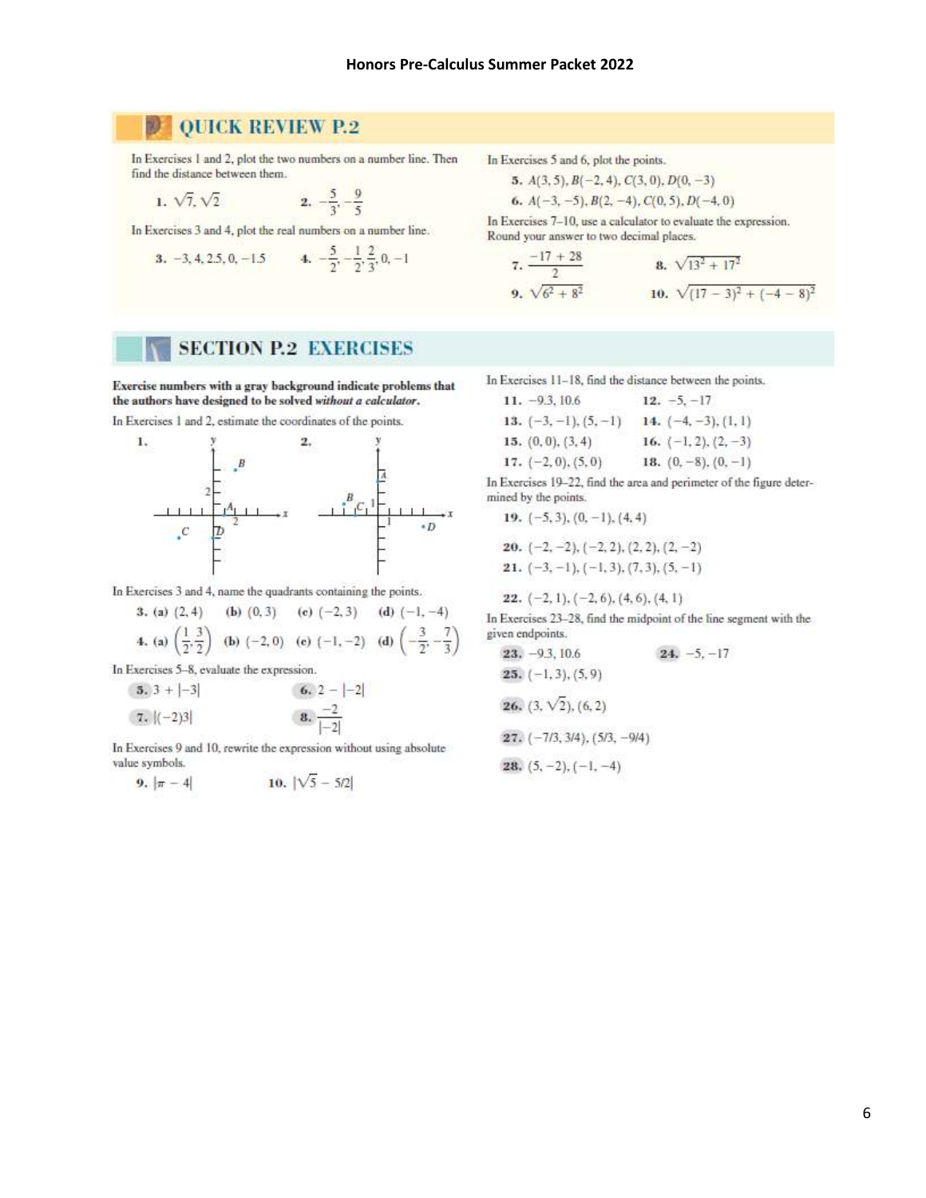## QUICK REVIEW P.2

In Exercises 1 and 2, plot the two numbers on a number line. Then find the distance between them.

1. $\sqrt{7}, \sqrt{2}$
2. $-\frac{5}{3}, -\frac{9}{5}$

In Exercises 3 and 4, plot the real numbers on a number line.

3. $-3, 4, 2.5, 0, -1.5$
4. $-\frac{5}{2}, -\frac{1}{2}, \frac{2}{3}, 0, -1$

In Exercises 5 and 6, plot the points.

5. $A(3, 5), B(-2, 4), C(3, 0), D(0, -3)$
6. $A(-3, -5), B(2, -4), C(0, 5), D(-4, 0)$

In Exercises 7–10, use a calculator to evaluate the expression. Round your answer to two decimal places.

7. $\frac{-17 + 28}{2}$
8. $\sqrt{13^2 + 17^2}$
9. $\sqrt{6^2 + 8^2}$
10. $\sqrt{(17 - 3)^2 + (-4 - 8)^2}$

## SECTION P.2 EXERCISES

**Exercise numbers with a gray background indicate problems that the authors have designed to be solved *without a calculator*.**

In Exercises 1 and 2, estimate the coordinates of the points.

1.

2.

In Exercises 3 and 4, name the quadrants containing the points.

3. (a) $(2, 4)$ (b) $(0, 3)$ (c) $(-2, 3)$ (d) $(-1, -4)$
4. (a) $\left(\frac{1}{2}, \frac{3}{2}\right)$ (b) $(-2, 0)$ (c) $(-1, -2)$ (d) $\left(-\frac{3}{2}, -\frac{7}{3}\right)$

In Exercises 5–8, evaluate the expression.

5. $3 + |-3|$
6. $2 - |-2|$
7. $|(-2)3|$
8. $\frac{-2}{|-2|}$

In Exercises 9 and 10, rewrite the expression without using absolute value symbols.

9. $|\pi - 4|$
10. $|\sqrt{5} - 5/2|$

In Exercises 11–18, find the distance between the points.

11. $-9.3, 10.6$
12. $-5, -17$
13. $(-3, -1), (5, -1)$
14. $(-4, -3), (1, 1)$
15. $(0, 0), (3, 4)$
16. $(-1, 2), (2, -3)$
17. $(-2, 0), (5, 0)$
18. $(0, -8), (0, -1)$

In Exercises 19–22, find the area and perimeter of the figure determined by the points.

19. $(-5, 3), (0, -1), (4, 4)$
20. $(-2, -2), (-2, 2), (2, 2), (2, -2)$
21. $(-3, -1), (-1, 3), (7, 3), (5, -1)$
22. $(-2, 1), (-2, 6), (4, 6), (4, 1)$

In Exercises 23–28, find the midpoint of the line segment with the given endpoints.

23. $-9.3, 10.6$
24. $-5, -17$
25. $(-1, 3), (5, 9)$
26. $(3, \sqrt{2}), (6, 2)$
27. $(-7/3, 3/4), (5/3, -9/4)$
28. $(5, -2), (-1, -4)$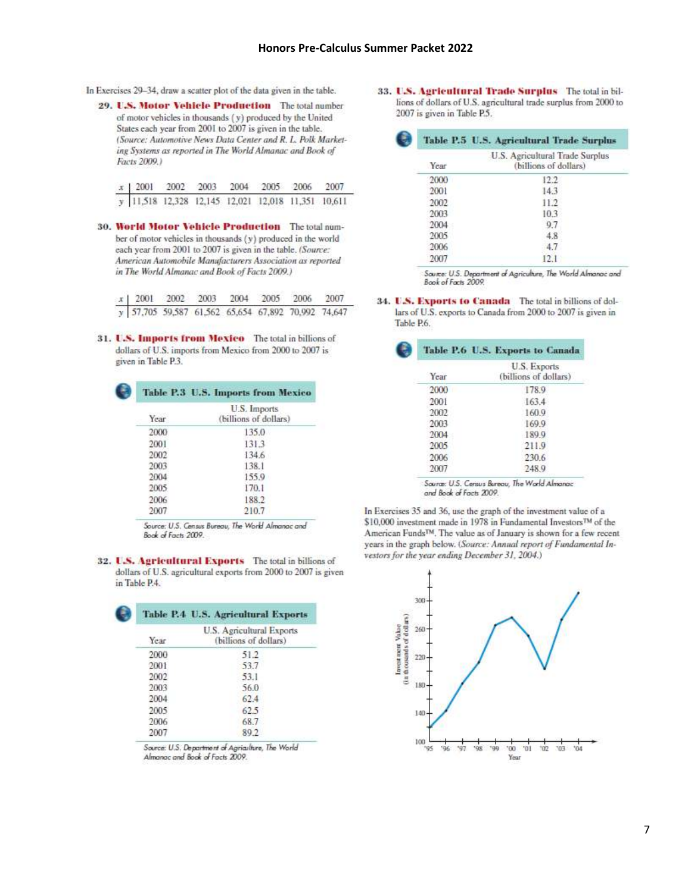In Exercises 29–34, draw a scatter plot of the data given in the table.

**29. U.S. Motor Vehicle Production** The total number of motor vehicles in thousands ($y$) produced by the United States each year from 2001 to 2007 is given in the table. *(Source: Automotive News Data Center and R. L. Polk Marketing Systems as reported in The World Almanac and Book of Facts 2009.)*

| $x$ | 2001 | 2002 | 2003 | 2004 | 2005 | 2006 | 2007 |
|---|---|---|---|---|---|---|---|
| $y$ | 11,518 | 12,328 | 12,145 | 12,021 | 12,018 | 11,351 | 10,611 |

**30. World Motor Vehicle Production** The total number of motor vehicles in thousands ($y$) produced in the world each year from 2001 to 2007 is given in the table. *(Source: American Automobile Manufacturers Association as reported in The World Almanac and Book of Facts 2009.)*

| $x$ | 2001 | 2002 | 2003 | 2004 | 2005 | 2006 | 2007 |
|---|---|---|---|---|---|---|---|
| $y$ | 57,705 | 59,587 | 61,562 | 65,654 | 67,892 | 70,992 | 74,647 |

**31. U.S. Imports from Mexico** The total in billions of dollars of U.S. imports from Mexico from 2000 to 2007 is given in Table P.3.

**Table P.3 U.S. Imports from Mexico**

| Year | U.S. Imports (billions of dollars) |
|---|---|
| 2000 | 135.0 |
| 2001 | 131.3 |
| 2002 | 134.6 |
| 2003 | 138.1 |
| 2004 | 155.9 |
| 2005 | 170.1 |
| 2006 | 188.2 |
| 2007 | 210.7 |

*Source: U.S. Census Bureau, The World Almanac and Book of Facts 2009.*

**32. U.S. Agricultural Exports** The total in billions of dollars of U.S. agricultural exports from 2000 to 2007 is given in Table P.4.

**Table P.4 U.S. Agricultural Exports**

| Year | U.S. Agricultural Exports (billions of dollars) |
|---|---|
| 2000 | 51.2 |
| 2001 | 53.7 |
| 2002 | 53.1 |
| 2003 | 56.0 |
| 2004 | 62.4 |
| 2005 | 62.5 |
| 2006 | 68.7 |
| 2007 | 89.2 |

*Source: U.S. Department of Agriculture, The World Almanac and Book of Facts 2009.*

**33. U.S. Agricultural Trade Surplus** The total in billions of dollars of U.S. agricultural trade surplus from 2000 to 2007 is given in Table P.5.

**Table P.5 U.S. Agricultural Trade Surplus**

| Year | U.S. Agricultural Trade Surplus (billions of dollars) |
|---|---|
| 2000 | 12.2 |
| 2001 | 14.3 |
| 2002 | 11.2 |
| 2003 | 10.3 |
| 2004 | 9.7 |
| 2005 | 4.8 |
| 2006 | 4.7 |
| 2007 | 12.1 |

*Source: U.S. Department of Agriculture, The World Almanac and Book of Facts 2009.*

**34. U.S. Exports to Canada** The total in billions of dollars of U.S. exports to Canada from 2000 to 2007 is given in Table P.6.

**Table P.6 U.S. Exports to Canada**

| Year | U.S. Exports (billions of dollars) |
|---|---|
| 2000 | 178.9 |
| 2001 | 163.4 |
| 2002 | 160.9 |
| 2003 | 169.9 |
| 2004 | 189.9 |
| 2005 | 211.9 |
| 2006 | 230.6 |
| 2007 | 248.9 |

*Source: U.S. Census Bureau, The World Almanac and Book of Facts 2009.*

In Exercises 35 and 36, use the graph of the investment value of a \$10,000 investment made in 1978 in Fundamental Investors™ of the American Funds™. The value as of January is shown for a few recent years in the graph below. *(Source: Annual report of Fundamental Investors for the year ending December 31, 2004.)*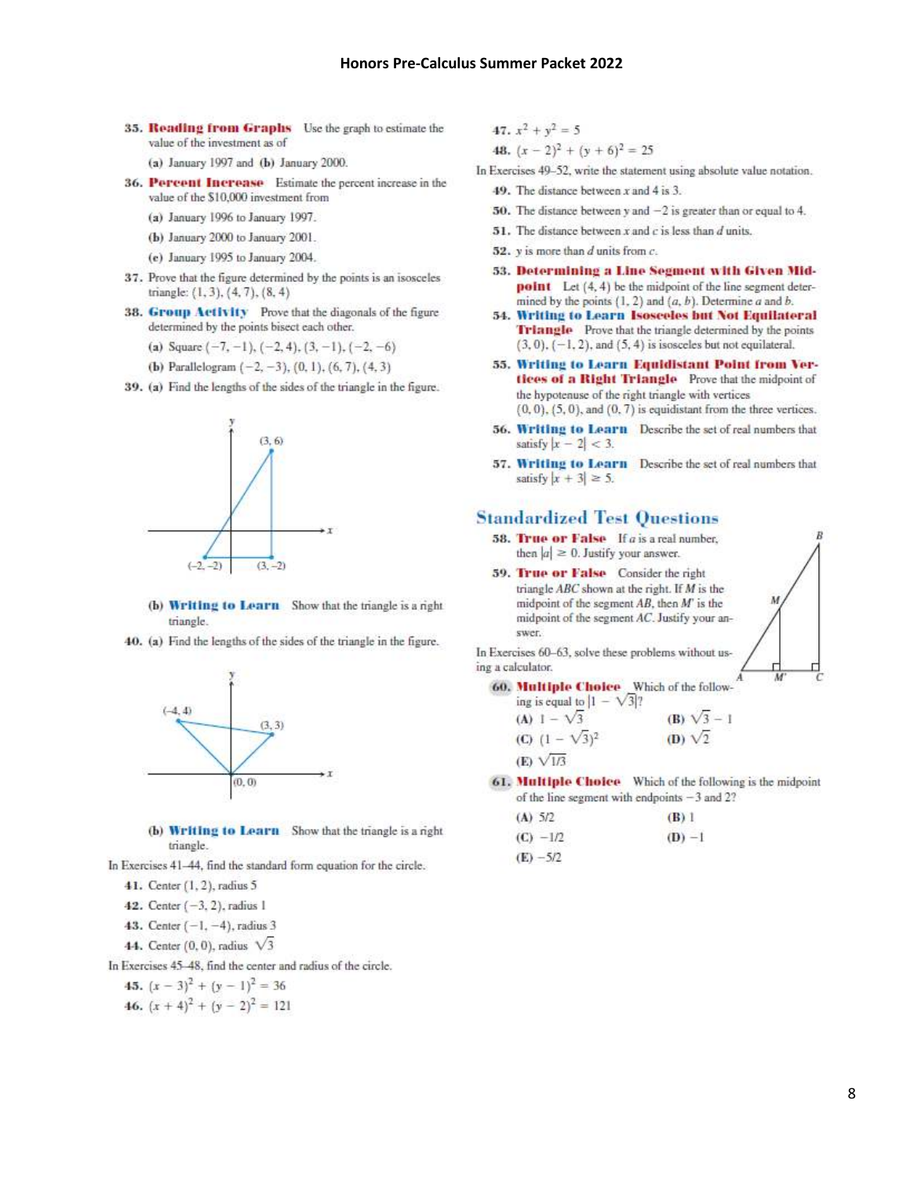**35. Reading from Graphs** Use the graph to estimate the value of the investment as of

(a) January 1997 and (b) January 2000.

**36. Percent Increase** Estimate the percent increase in the value of the \$10,000 investment from

(a) January 1996 to January 1997.

(b) January 2000 to January 2001.

(c) January 1995 to January 2004.

**37.** Prove that the figure determined by the points is an isosceles triangle: $(1, 3)$, $(4, 7)$, $(8, 4)$

**38. Group Activity** Prove that the diagonals of the figure determined by the points bisect each other.

(a) Square $(-7, -1)$, $(-2, 4)$, $(3, -1)$, $(-2, -6)$

(b) Parallelogram $(-2, -3)$, $(0, 1)$, $(6, 7)$, $(4, 3)$

**39.** (a) Find the lengths of the sides of the triangle in the figure.

(3, 6)

(−2, −2) (3, −2)

(b) **Writing to Learn** Show that the triangle is a right triangle.

**40.** (a) Find the lengths of the sides of the triangle in the figure.

(−4, 4) (3, 3)

(0, 0)

(b) **Writing to Learn** Show that the triangle is a right triangle.

In Exercises 41–44, find the standard form equation for the circle.

**41.** Center $(1, 2)$, radius 5

**42.** Center $(-3, 2)$, radius 1

**43.** Center $(-1, -4)$, radius 3

**44.** Center $(0, 0)$, radius $\sqrt{3}$

In Exercises 45–48, find the center and radius of the circle.

**45.** $(x - 3)^2 + (y - 1)^2 = 36$

**46.** $(x + 4)^2 + (y - 2)^2 = 121$

**47.** $x^2 + y^2 = 5$

**48.** $(x - 2)^2 + (y + 6)^2 = 25$

In Exercises 49–52, write the statement using absolute value notation.

**49.** The distance between $x$ and 4 is 3.

**50.** The distance between $y$ and $-2$ is greater than or equal to 4.

**51.** The distance between $x$ and $c$ is less than $d$ units.

**52.** $y$ is more than $d$ units from $c$.

**53. Determining a Line Segment with Given Midpoint** Let $(4, 4)$ be the midpoint of the line segment determined by the points $(1, 2)$ and $(a, b)$. Determine $a$ and $b$.

**54. Writing to Learn Isosceles but Not Equilateral Triangle** Prove that the triangle determined by the points $(3, 0)$, $(-1, 2)$, and $(5, 4)$ is isosceles but not equilateral.

**55. Writing to Learn Equidistant Point from Vertices of a Right Triangle** Prove that the midpoint of the hypotenuse of the right triangle with vertices $(0, 0)$, $(5, 0)$, and $(0, 7)$ is equidistant from the three vertices.

**56. Writing to Learn** Describe the set of real numbers that satisfy $|x - 2| < 3$.

**57. Writing to Learn** Describe the set of real numbers that satisfy $|x + 3| \geq 5$.

## Standardized Test Questions

**58. True or False** If $a$ is a real number, then $|a| \geq 0$. Justify your answer.

**59. True or False** Consider the right triangle $ABC$ shown at the right. If $M$ is the midpoint of the segment $AB$, then $M'$ is the midpoint of the segment $AC$. Justify your answer.

In Exercises 60–63, solve these problems without using a calculator.

**60. Multiple Choice** Which of the following is equal to $|1 - \sqrt{3}|$?

(A) $1 - \sqrt{3}$

(B) $\sqrt{3} - 1$

(C) $(1 - \sqrt{3})^2$

(D) $\sqrt{2}$

(E) $\sqrt{1/3}$

**61. Multiple Choice** Which of the following is the midpoint of the line segment with endpoints $-3$ and 2?

(A) 5/2

(B) 1

(C) −1/2

(D) −1

(E) −5/2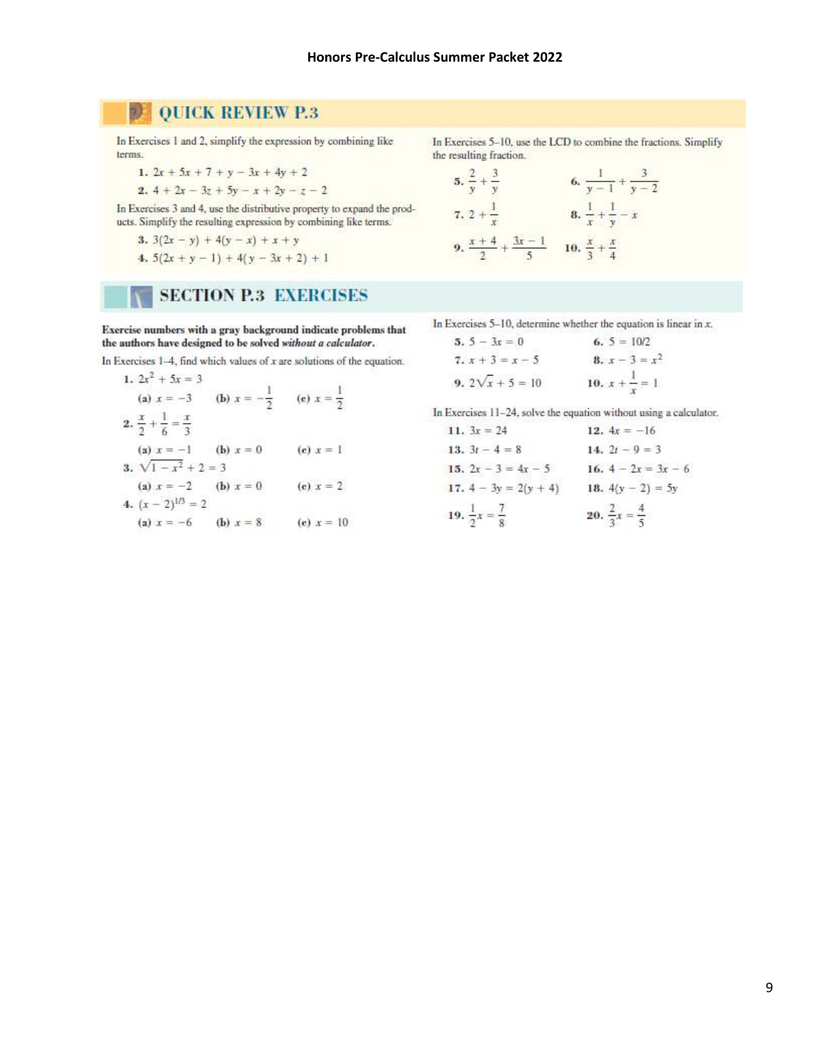## Honors Pre-Calculus Summer Packet 2022

## QUICK REVIEW P.3

In Exercises 1 and 2, simplify the expression by combining like terms.

**1.** $2x + 5x + 7 + y - 3x + 4y + 2$

**2.** $4 + 2x - 3z + 5y - x + 2y - z - 2$

In Exercises 3 and 4, use the distributive property to expand the products. Simplify the resulting expression by combining like terms.

**3.** $3(2x - y) + 4(y - x) + x + y$

**4.** $5(2x + y - 1) + 4(y - 3x + 2) + 1$

In Exercises 5–10, use the LCD to combine the fractions. Simplify the resulting fraction.

**5.** $\frac{2}{y} + \frac{3}{y}$ **6.** $\frac{1}{y-1} + \frac{3}{y-2}$

**7.** $2 + \frac{1}{x}$ **8.** $\frac{1}{x} + \frac{1}{y} - x$

**9.** $\frac{x+4}{2} + \frac{3x-1}{5}$ **10.** $\frac{x}{3} + \frac{x}{4}$

## SECTION P.3 EXERCISES

**Exercise numbers with a gray background indicate problems that the authors have designed to be solved *without a calculator*.**

In Exercises 1–4, find which values of $x$ are solutions of the equation.

**1.** $2x^2 + 5x = 3$

**(a)** $x = -3$ **(b)** $x = -\frac{1}{2}$ **(c)** $x = \frac{1}{2}$

**2.** $\frac{x}{2} + \frac{1}{6} = \frac{x}{3}$

**(a)** $x = -1$ **(b)** $x = 0$ **(c)** $x = 1$

**3.** $\sqrt{1 - x^2} + 2 = 3$

**(a)** $x = -2$ **(b)** $x = 0$ **(c)** $x = 2$

**4.** $(x - 2)^{1/3} = 2$

**(a)** $x = -6$ **(b)** $x = 8$ **(c)** $x = 10$

In Exercises 5–10, determine whether the equation is linear in $x$.

**5.** $5 - 3x = 0$ **6.** $5 = 10/2$

**7.** $x + 3 = x - 5$ **8.** $x - 3 = x^2$

**9.** $2\sqrt{x} + 5 = 10$ **10.** $x + \frac{1}{x} = 1$

In Exercises 11–24, solve the equation without using a calculator.

**11.** $3x = 24$ **12.** $4x = -16$

**13.** $3t - 4 = 8$ **14.** $2t - 9 = 3$

**15.** $2x - 3 = 4x - 5$ **16.** $4 - 2x = 3x - 6$

**17.** $4 - 3y = 2(y + 4)$ **18.** $4(y - 2) = 5y$

**19.** $\frac{1}{2}x = \frac{7}{8}$ **20.** $\frac{2}{3}x = \frac{4}{5}$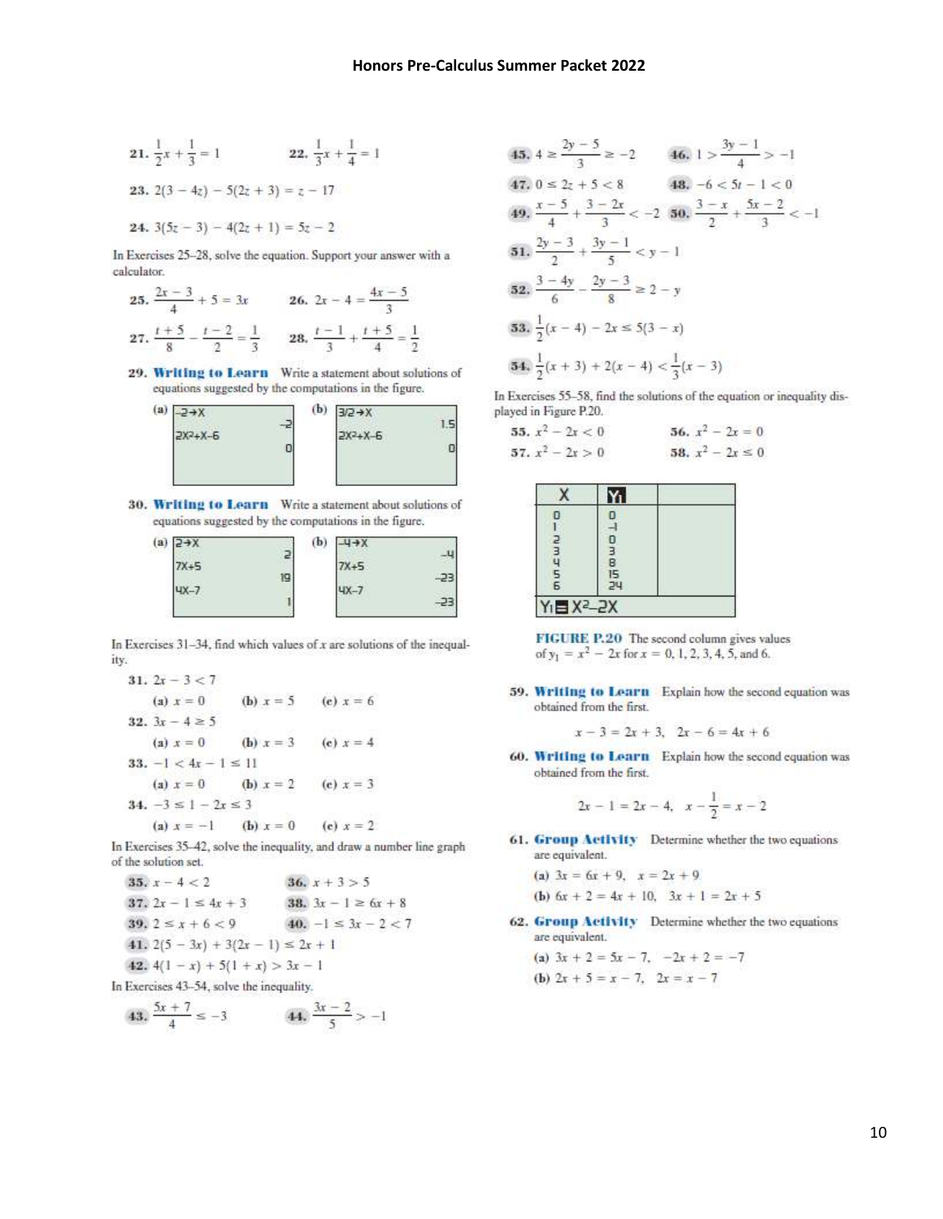## Honors Pre-Calculus Summer Packet 2022

**21.** $\frac{1}{2}x + \frac{1}{3} = 1$  **22.** $\frac{1}{3}x + \frac{1}{4} = 1$

**23.** $2(3 - 4z) - 5(2z + 3) = z - 17$

**24.** $3(5z - 3) - 4(2z + 1) = 5z - 2$

In Exercises 25–28, solve the equation. Support your answer with a calculator.

**25.** $\frac{2x - 3}{4} + 5 = 3x$  **26.** $2x - 4 = \frac{4x - 5}{3}$

**27.** $\frac{t + 5}{8} - \frac{t - 2}{2} = \frac{1}{3}$  **28.** $\frac{t - 1}{3} + \frac{t + 5}{4} = \frac{1}{2}$

**29. Writing to Learn** Write a statement about solutions of equations suggested by the computations in the figure.

(a)
```
-2→X
                -2
2X²+X-6
                 0
```
(b)
```
3/2→X
               1.5
2X²+X-6
                 0
```

**30. Writing to Learn** Write a statement about solutions of equations suggested by the computations in the figure.

(a)
```
2→X
                 2
7X+5
                19
4X-7
                 1
```
(b)
```
-4→X
                -4
7X+5
               -23
4X-7
               -23
```

In Exercises 31–34, find which values of $x$ are solutions of the inequality.

**31.** $2x - 3 < 7$

(a) $x = 0$  (b) $x = 5$  (c) $x = 6$

**32.** $3x - 4 \geq 5$

(a) $x = 0$  (b) $x = 3$  (c) $x = 4$

**33.** $-1 < 4x - 1 \leq 11$

(a) $x = 0$  (b) $x = 2$  (c) $x = 3$

**34.** $-3 \leq 1 - 2x \leq 3$

(a) $x = -1$  (b) $x = 0$  (c) $x = 2$

In Exercises 35–42, solve the inequality, and draw a number line graph of the solution set.

**35.** $x - 4 < 2$  **36.** $x + 3 > 5$

**37.** $2x - 1 \leq 4x + 3$  **38.** $3x - 1 \geq 6x + 8$

**39.** $2 \leq x + 6 < 9$  **40.** $-1 \leq 3x - 2 < 7$

**41.** $2(5 - 3x) + 3(2x - 1) \leq 2x + 1$

**42.** $4(1 - x) + 5(1 + x) > 3x - 1$

In Exercises 43–54, solve the inequality.

**43.** $\frac{5x + 7}{4} \leq -3$  **44.** $\frac{3x - 2}{5} > -1$

**45.** $4 \geq \frac{2y - 5}{3} \geq -2$  **46.** $1 > \frac{3y - 1}{4} > -1$

**47.** $0 \leq 2z + 5 < 8$  **48.** $-6 < 5t - 1 < 0$

**49.** $\frac{x - 5}{4} + \frac{3 - 2x}{3} < -2$  **50.** $\frac{3 - x}{2} + \frac{5x - 2}{3} < -1$

**51.** $\frac{2y - 3}{2} + \frac{3y - 1}{5} < y - 1$

**52.** $\frac{3 - 4y}{6} - \frac{2y - 3}{8} \geq 2 - y$

**53.** $\frac{1}{2}(x - 4) - 2x \leq 5(3 - x)$

**54.** $\frac{1}{2}(x + 3) + 2(x - 4) < \frac{1}{3}(x - 3)$

In Exercises 55–58, find the solutions of the equation or inequality displayed in Figure P.20.

**55.** $x^2 - 2x < 0$  **56.** $x^2 - 2x = 0$

**57.** $x^2 - 2x > 0$  **58.** $x^2 - 2x \leq 0$

| X | Y1 | |
|---|---|---|
| 0 | 0 | |
| 1 | -1 | |
| 2 | 0 | |
| 3 | 3 | |
| 4 | 8 | |
| 5 | 15 | |
| 6 | 24 | |

Y1 = X²–2X

**FIGURE P.20** The second column gives values of $y_1 = x^2 - 2x$ for $x = 0, 1, 2, 3, 4, 5,$ and $6$.

**59. Writing to Learn** Explain how the second equation was obtained from the first.

$$x - 3 = 2x + 3, \quad 2x - 6 = 4x + 6$$

**60. Writing to Learn** Explain how the second equation was obtained from the first.

$$2x - 1 = 2x - 4, \quad x - \frac{1}{2} = x - 2$$

**61. Group Activity** Determine whether the two equations are equivalent.

(a) $3x = 6x + 9, \quad x = 2x + 9$

(b) $6x + 2 = 4x + 10, \quad 3x + 1 = 2x + 5$

**62. Group Activity** Determine whether the two equations are equivalent.

(a) $3x + 2 = 5x - 7, \quad -2x + 2 = -7$

(b) $2x + 5 = x - 7, \quad 2x = x - 7$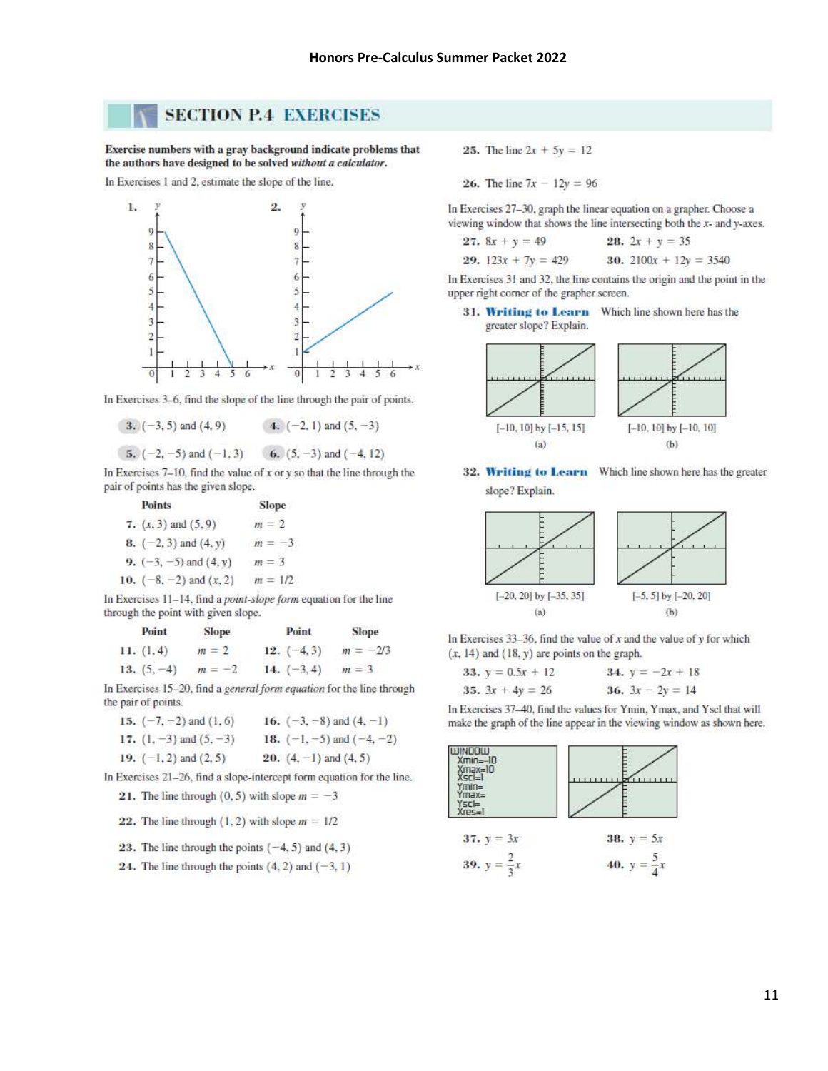## SECTION P.4 EXERCISES

**Exercise numbers with a gray background indicate problems that the authors have designed to be solved *without a calculator*.**

In Exercises 1 and 2, estimate the slope of the line.

**1.** 

**2.** 

In Exercises 3–6, find the slope of the line through the pair of points.

**3.** $(-3, 5)$ and $(4, 9)$ **4.** $(-2, 1)$ and $(5, -3)$

**5.** $(-2, -5)$ and $(-1, 3)$ **6.** $(5, -3)$ and $(-4, 12)$

In Exercises 7–10, find the value of $x$ or $y$ so that the line through the pair of points has the given slope.

| | Points | Slope |
|---|---|---|
| **7.** | $(x, 3)$ and $(5, 9)$ | $m = 2$ |
| **8.** | $(-2, 3)$ and $(4, y)$ | $m = -3$ |
| **9.** | $(-3, -5)$ and $(4, y)$ | $m = 3$ |
| **10.** | $(-8, -2)$ and $(x, 2)$ | $m = 1/2$ |

In Exercises 11–14, find a *point-slope form* equation for the line through the point with given slope.

| | Point | Slope | | Point | Slope |
|---|---|---|---|---|---|
| **11.** | $(1, 4)$ | $m = 2$ | **12.** | $(-4, 3)$ | $m = -2/3$ |
| **13.** | $(5, -4)$ | $m = -2$ | **14.** | $(-3, 4)$ | $m = 3$ |

In Exercises 15–20, find a *general form equation* for the line through the pair of points.

**15.** $(-7, -2)$ and $(1, 6)$ **16.** $(-3, -8)$ and $(4, -1)$

**17.** $(1, -3)$ and $(5, -3)$ **18.** $(-1, -5)$ and $(-4, -2)$

**19.** $(-1, 2)$ and $(2, 5)$ **20.** $(4, -1)$ and $(4, 5)$

In Exercises 21–26, find a slope-intercept form equation for the line.

**21.** The line through $(0, 5)$ with slope $m = -3$

**22.** The line through $(1, 2)$ with slope $m = 1/2$

**23.** The line through the points $(-4, 5)$ and $(4, 3)$

**24.** The line through the points $(4, 2)$ and $(-3, 1)$

**25.** The line $2x + 5y = 12$

**26.** The line $7x - 12y = 96$

In Exercises 27–30, graph the linear equation on a grapher. Choose a viewing window that shows the line intersecting both the $x$- and $y$-axes.

**27.** $8x + y = 49$ **28.** $2x + y = 35$

**29.** $123x + 7y = 429$ **30.** $2100x + 12y = 3540$

In Exercises 31 and 32, the line contains the origin and the point in the upper right corner of the grapher screen.

**31. Writing to Learn** Which line shown here has the greater slope? Explain.

$[-10, 10]$ by $[-15, 15]$
(a)

$[-10, 10]$ by $[-10, 10]$
(b)

**32. Writing to Learn** Which line shown here has the greater slope? Explain.

$[-20, 20]$ by $[-35, 35]$
(a)

$[-5, 5]$ by $[-20, 20]$
(b)

In Exercises 33–36, find the value of $x$ and the value of $y$ for which $(x, 14)$ and $(18, y)$ are points on the graph.

**33.** $y = 0.5x + 12$ **34.** $y = -2x + 18$

**35.** $3x + 4y = 26$ **36.** $3x - 2y = 14$

In Exercises 37–40, find the values for Ymin, Ymax, and Yscl that will make the graph of the line appear in the viewing window as shown here.

```
WINDOW
 Xmin=-10
 Xmax=10
 Xscl=1
 Ymin=
 Ymax=
 Yscl=
 Xres=1
```

**37.** $y = 3x$ **38.** $y = 5x$

**39.** $y = \frac{2}{3}x$ **40.** $y = \frac{5}{4}x$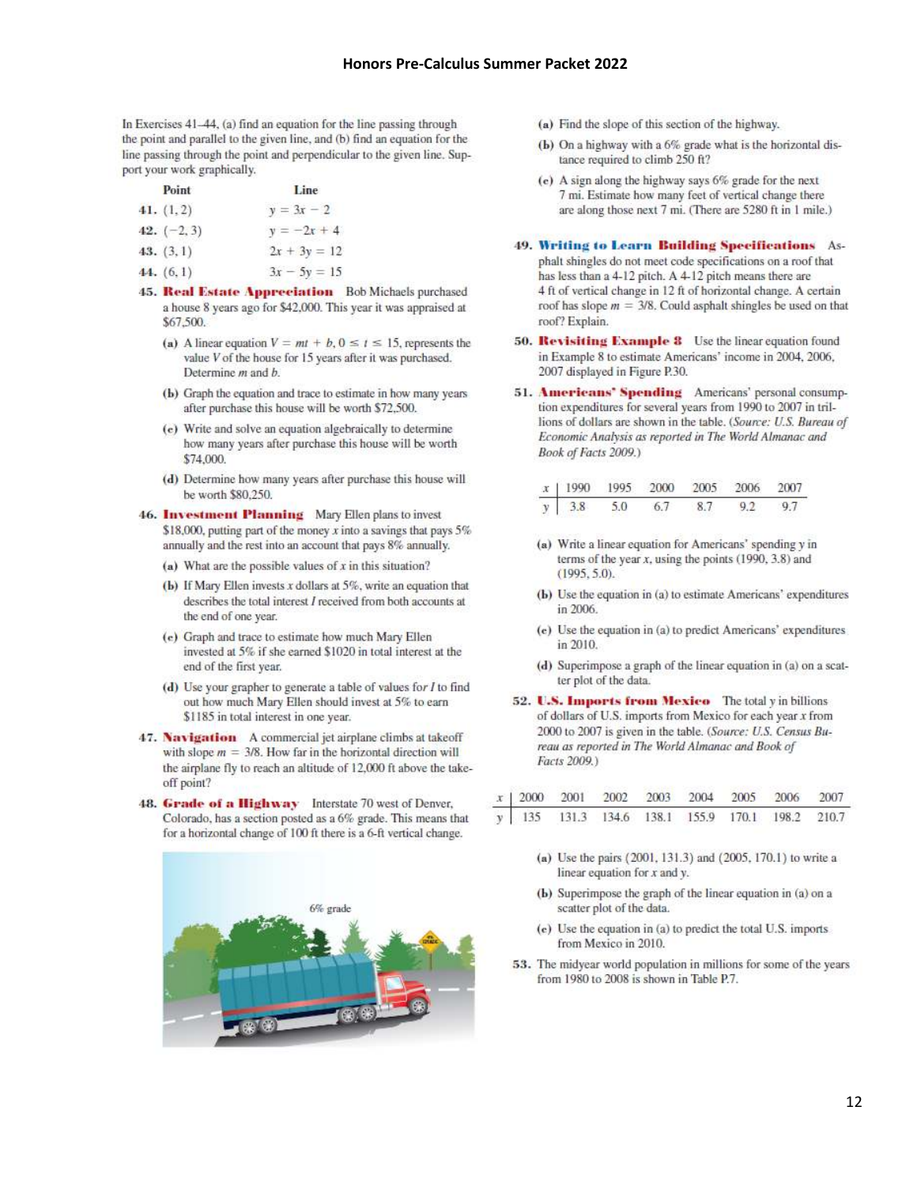In Exercises 41–44, (a) find an equation for the line passing through the point and parallel to the given line, and (b) find an equation for the line passing through the point and perpendicular to the given line. Support your work graphically.

| | Point | Line |
|---|---|---|
| **41.** | $(1, 2)$ | $y = 3x - 2$ |
| **42.** | $(-2, 3)$ | $y = -2x + 4$ |
| **43.** | $(3, 1)$ | $2x + 3y = 12$ |
| **44.** | $(6, 1)$ | $3x - 5y = 15$ |

**45. Real Estate Appreciation** Bob Michaels purchased a house 8 years ago for \$42,000. This year it was appraised at \$67,500.

**(a)** A linear equation $V = mt + b$, $0 \le t \le 15$, represents the value $V$ of the house for 15 years after it was purchased. Determine $m$ and $b$.

**(b)** Graph the equation and trace to estimate in how many years after purchase this house will be worth \$72,500.

**(c)** Write and solve an equation algebraically to determine how many years after purchase this house will be worth \$74,000.

**(d)** Determine how many years after purchase this house will be worth \$80,250.

**46. Investment Planning** Mary Ellen plans to invest \$18,000, putting part of the money $x$ into a savings that pays 5% annually and the rest into an account that pays 8% annually.

**(a)** What are the possible values of $x$ in this situation?

**(b)** If Mary Ellen invests $x$ dollars at 5%, write an equation that describes the total interest $I$ received from both accounts at the end of one year.

**(c)** Graph and trace to estimate how much Mary Ellen invested at 5% if she earned \$1020 in total interest at the end of the first year.

**(d)** Use your grapher to generate a table of values for $I$ to find out how much Mary Ellen should invest at 5% to earn \$1185 in total interest in one year.

**47. Navigation** A commercial jet airplane climbs at takeoff with slope $m = 3/8$. How far in the horizontal direction will the airplane fly to reach an altitude of 12,000 ft above the takeoff point?

**48. Grade of a Highway** Interstate 70 west of Denver, Colorado, has a section posted as a 6% grade. This means that for a horizontal change of 100 ft there is a 6-ft vertical change.

**(a)** Find the slope of this section of the highway.

**(b)** On a highway with a 6% grade what is the horizontal distance required to climb 250 ft?

**(c)** A sign along the highway says 6% grade for the next 7 mi. Estimate how many feet of vertical change there are along those next 7 mi. (There are 5280 ft in 1 mile.)

**49. Writing to Learn Building Specifications** Asphalt shingles do not meet code specifications on a roof that has less than a 4-12 pitch. A 4-12 pitch means there are 4 ft of vertical change in 12 ft of horizontal change. A certain roof has slope $m = 3/8$. Could asphalt shingles be used on that roof? Explain.

**50. Revisiting Example 8** Use the linear equation found in Example 8 to estimate Americans' income in 2004, 2006, 2007 displayed in Figure P.30.

**51. Americans' Spending** Americans' personal consumption expenditures for several years from 1990 to 2007 in trillions of dollars are shown in the table. (*Source: U.S. Bureau of Economic Analysis as reported in The World Almanac and Book of Facts 2009.*)

| $x$ | 1990 | 1995 | 2000 | 2005 | 2006 | 2007 |
|---|---|---|---|---|---|---|
| $y$ | 3.8 | 5.0 | 6.7 | 8.7 | 9.2 | 9.7 |

**(a)** Write a linear equation for Americans' spending $y$ in terms of the year $x$, using the points (1990, 3.8) and (1995, 5.0).

**(b)** Use the equation in (a) to estimate Americans' expenditures in 2006.

**(c)** Use the equation in (a) to predict Americans' expenditures in 2010.

**(d)** Superimpose a graph of the linear equation in (a) on a scatter plot of the data.

**52. U.S. Imports from Mexico** The total $y$ in billions of dollars of U.S. imports from Mexico for each year $x$ from 2000 to 2007 is given in the table. (*Source: U.S. Census Bureau as reported in The World Almanac and Book of Facts 2009.*)

| $x$ | 2000 | 2001 | 2002 | 2003 | 2004 | 2005 | 2006 | 2007 |
|---|---|---|---|---|---|---|---|---|
| $y$ | 135 | 131.3 | 134.6 | 138.1 | 155.9 | 170.1 | 198.2 | 210.7 |

**(a)** Use the pairs (2001, 131.3) and (2005, 170.1) to write a linear equation for $x$ and $y$.

**(b)** Superimpose the graph of the linear equation in (a) on a scatter plot of the data.

**(c)** Use the equation in (a) to predict the total U.S. imports from Mexico in 2010.

**53.** The midyear world population in millions for some of the years from 1980 to 2008 is shown in Table P.7.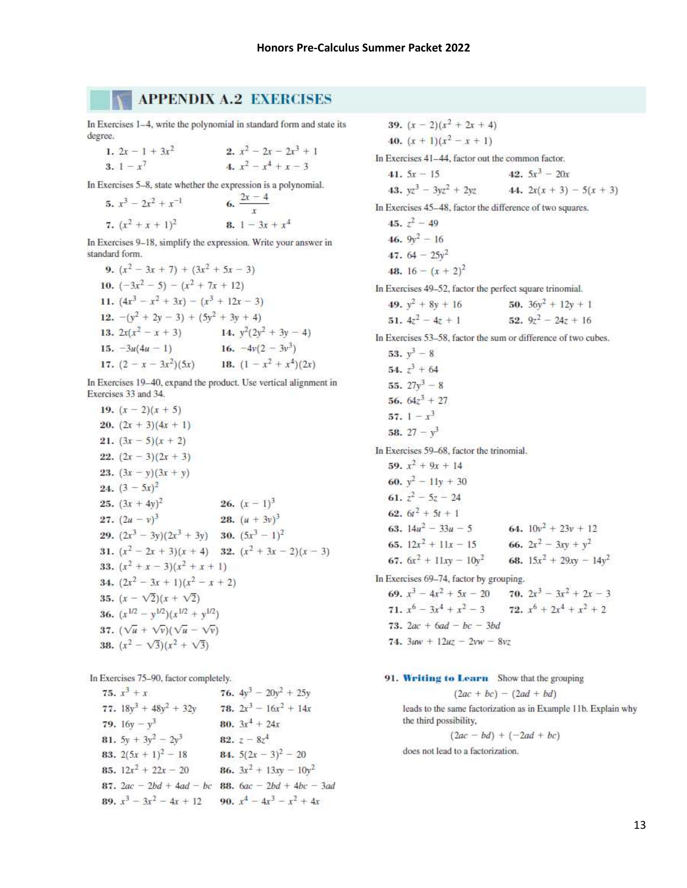## APPENDIX A.2 EXERCISES

In Exercises 1–4, write the polynomial in standard form and state its degree.

**1.** $2x - 1 + 3x^2$

**2.** $x^2 - 2x - 2x^3 + 1$

**3.** $1 - x^7$

**4.** $x^2 - x^4 + x - 3$

In Exercises 5–8, state whether the expression is a polynomial.

**5.** $x^3 - 2x^2 + x^{-1}$

**6.** $\dfrac{2x - 4}{x}$

**7.** $(x^2 + x + 1)^2$

**8.** $1 - 3x + x^4$

In Exercises 9–18, simplify the expression. Write your answer in standard form.

**9.** $(x^2 - 3x + 7) + (3x^2 + 5x - 3)$

**10.** $(-3x^2 - 5) - (x^2 + 7x + 12)$

**11.** $(4x^3 - x^2 + 3x) - (x^3 + 12x - 3)$

**12.** $-(y^2 + 2y - 3) + (5y^2 + 3y + 4)$

**13.** $2x(x^2 - x + 3)$

**14.** $y^2(2y^2 + 3y - 4)$

**15.** $-3u(4u - 1)$

**16.** $-4v(2 - 3v^3)$

**17.** $(2 - x - 3x^2)(5x)$

**18.** $(1 - x^2 + x^4)(2x)$

In Exercises 19–40, expand the product. Use vertical alignment in Exercises 33 and 34.

**19.** $(x - 2)(x + 5)$

**20.** $(2x + 3)(4x + 1)$

**21.** $(3x - 5)(x + 2)$

**22.** $(2x - 3)(2x + 3)$

**23.** $(3x - y)(3x + y)$

**24.** $(3 - 5x)^2$

**25.** $(3x + 4y)^2$

**26.** $(x - 1)^3$

**27.** $(2u - v)^3$

**28.** $(u + 3v)^3$

**29.** $(2x^3 - 3y)(2x^3 + 3y)$

**30.** $(5x^3 - 1)^2$

**31.** $(x^2 - 2x + 3)(x + 4)$

**32.** $(x^2 + 3x - 2)(x - 3)$

**33.** $(x^2 + x - 3)(x^2 + x + 1)$

**34.** $(2x^2 - 3x + 1)(x^2 - x + 2)$

**35.** $(x - \sqrt{2})(x + \sqrt{2})$

**36.** $(x^{1/2} - y^{1/2})(x^{1/2} + y^{1/2})$

**37.** $(\sqrt{u} + \sqrt{v})(\sqrt{u} - \sqrt{v})$

**38.** $(x^2 - \sqrt{3})(x^2 + \sqrt{3})$

**39.** $(x - 2)(x^2 + 2x + 4)$

**40.** $(x + 1)(x^2 - x + 1)$

In Exercises 41–44, factor out the common factor.

**41.** $5x - 15$

**42.** $5x^3 - 20x$

**43.** $yz^3 - 3yz^2 + 2yz$

**44.** $2x(x + 3) - 5(x + 3)$

In Exercises 45–48, factor the difference of two squares.

**45.** $z^2 - 49$

**46.** $9y^2 - 16$

**47.** $64 - 25y^2$

**48.** $16 - (x + 2)^2$

In Exercises 49–52, factor the perfect square trinomial.

**49.** $y^2 + 8y + 16$

**50.** $36y^2 + 12y + 1$

**51.** $4z^2 - 4z + 1$

**52.** $9z^2 - 24z + 16$

In Exercises 53–58, factor the sum or difference of two cubes.

**53.** $y^3 - 8$

**54.** $z^3 + 64$

**55.** $27y^3 - 8$

**56.** $64z^3 + 27$

**57.** $1 - x^3$

**58.** $27 - y^3$

In Exercises 59–68, factor the trinomial.

**59.** $x^2 + 9x + 14$

**60.** $y^2 - 11y + 30$

**61.** $z^2 - 5z - 24$

**62.** $6t^2 + 5t + 1$

**63.** $14u^2 - 33u - 5$

**64.** $10v^2 + 23v + 12$

**65.** $12x^2 + 11x - 15$

**66.** $2x^2 - 3xy + y^2$

**67.** $6x^2 + 11xy - 10y^2$

**68.** $15x^2 + 29xy - 14y^2$

In Exercises 69–74, factor by grouping.

**69.** $x^3 - 4x^2 + 5x - 20$

**70.** $2x^3 - 3x^2 + 2x - 3$

**71.** $x^6 - 3x^4 + x^2 - 3$

**72.** $x^6 + 2x^4 + x^2 + 2$

**73.** $2ac + 6ad - bc - 3bd$

**74.** $3uw + 12uz - 2vw - 8vz$

In Exercises 75–90, factor completely.

**75.** $x^3 + x$

**76.** $4y^3 - 20y^2 + 25y$

**77.** $18y^3 + 48y^2 + 32y$

**78.** $2x^3 - 16x^2 + 14x$

**79.** $16y - y^3$

**80.** $3x^4 + 24x$

**81.** $5y + 3y^2 - 2y^3$

**82.** $z - 8z^4$

**83.** $2(5x + 1)^2 - 18$

**84.** $5(2x - 3)^2 - 20$

**85.** $12x^2 + 22x - 20$

**86.** $3x^2 + 13xy - 10y^2$

**87.** $2ac - 2bd + 4ad - bc$

**88.** $6ac - 2bd + 4bc - 3ad$

**89.** $x^3 - 3x^2 - 4x + 12$

**90.** $x^4 - 4x^3 - x^2 + 4x$

**91. Writing to Learn** Show that the grouping

$$(2ac + bc) - (2ad + bd)$$

leads to the same factorization as in Example 11b. Explain why the third possibility,

$$(2ac - bd) + (-2ad + bc)$$

does not lead to a factorization.